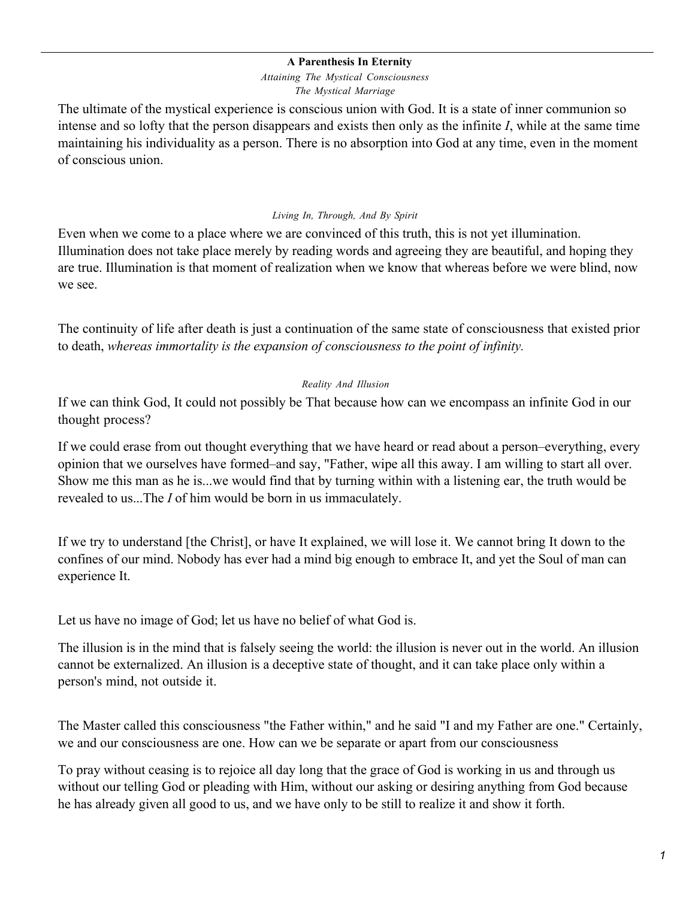## A Parenthesis In Eternity

*Attaining The Mystical Consciousness*

*The Mystical Marriage*

The ultimate of the mystical experience is conscious union with God. It is a state of inner communion so intense and so lofty that the person disappears and exists then only as the infinite *I*, while at the same time maintaining his individuality as a person. There is no absorption into God at any time, even in the moment of conscious union.

*Living In, Through, And By Spirit*

Even when we come to a place where we are convinced of this truth, this is not yet illumination. Illumination does not take place merely by reading words and agreeing they are beautiful, and hoping they are true. Illumination is that moment of realization when we know that whereas before we were blind, now we see.

The continuity of life after death is just a continuation of the same state of consciousness that existed prior to death, *whereas immortality is the expansion of consciousness to the point of infinity.*

*Reality And Illusion*

If we can think God, It could not possibly be That because how can we encompass an infinite God in our thought process?

If we could erase from out thought everything that we have heard or read about a person–everything, every opinion that we ourselves have formed–and say, "Father, wipe all this away. I am willing to start all over. Show me this man as he is...we would find that by turning within with a listening ear, the truth would be revealed to us...The *I* of him would be born in us immaculately.

If we try to understand [the Christ], or have It explained, we will lose it. We cannot bring It down to the confines of our mind. Nobody has ever had a mind big enough to embrace It, and yet the Soul of man can experience It.

Let us have no image of God; let us have no belief of what God is.

The illusion is in the mind that is falsely seeing the world: the illusion is never out in the world. An illusion cannot be externalized. An illusion is a deceptive state of thought, and it can take place only within a person's mind, not outside it.

The Master called this consciousness "the Father within," and he said "I and my Father are one." Certainly, we and our consciousness are one. How can we be separate or apart from our consciousness

To pray without ceasing is to rejoice all day long that the grace of God is working in us and through us without our telling God or pleading with Him, without our asking or desiring anything from God because he has already given all good to us, and we have only to be still to realize it and show it forth.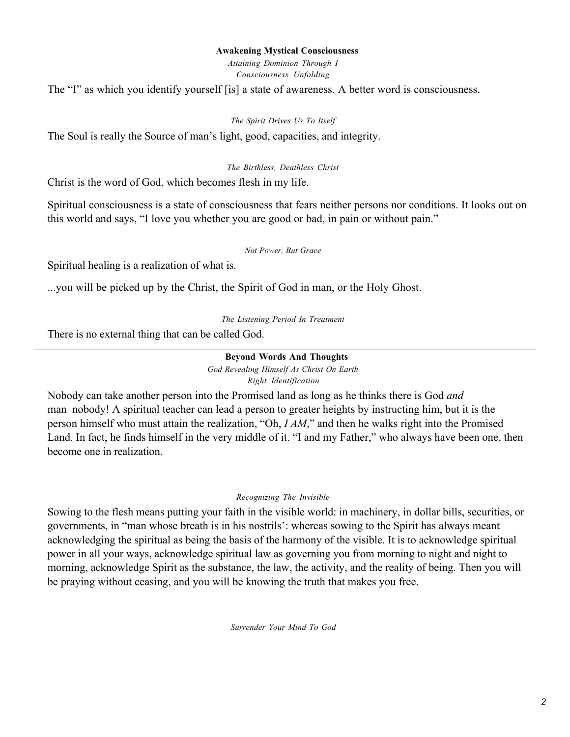## Awakening Mystical Consciousness

*Attaining Dominion Through I*

*Consciousness Unfolding*

The “I” as which you identify yourself [is] a state of awareness. A better word is consciousness.

*The Spirit Drives Us To Itself*

The Soul is really the Source of man’s light, good, capacities, and integrity.

*The Birthless, Deathless Christ*

Christ is the word of God, which becomes flesh in my life.

Spiritual consciousness is a state of consciousness that fears neither persons nor conditions. It looks out on this world and says, “I love you whether you are good or bad, in pain or without pain.”

*Not Power, But Grace*

Spiritual healing is a realization of what is.

...you will be picked up by the Christ, the Spirit of God in man, or the Holy Ghost.

*The Listening Period In Treatment*

There is no external thing that can be called God.

---

## Beyond Words And Thoughts

*God Revealing Himself As Christ On Earth*

*Right Identification*

Nobody can take another person into the Promised land as long as he thinks there is God *and* man–nobody! A spiritual teacher can lead a person to greater heights by instructing him, but it is the person himself who must attain the realization, “Oh, *I AM*,” and then he walks right into the Promised Land. In fact, he finds himself in the very middle of it. “I and my Father,” who always have been one, then become one in realization.

*Recognizing The Invisible*

Sowing to the flesh means putting your faith in the visible world: in machinery, in dollar bills, securities, or governments, in “man whose breath is in his nostrils’: whereas sowing to the Spirit has always meant acknowledging the spiritual as being the basis of the harmony of the visible. It is to acknowledge spiritual power in all your ways, acknowledge spiritual law as governing you from morning to night and night to morning, acknowledge Spirit as the substance, the law, the activity, and the reality of being. Then you will be praying without ceasing, and you will be knowing the truth that makes you free.

*Surrender Your Mind To God*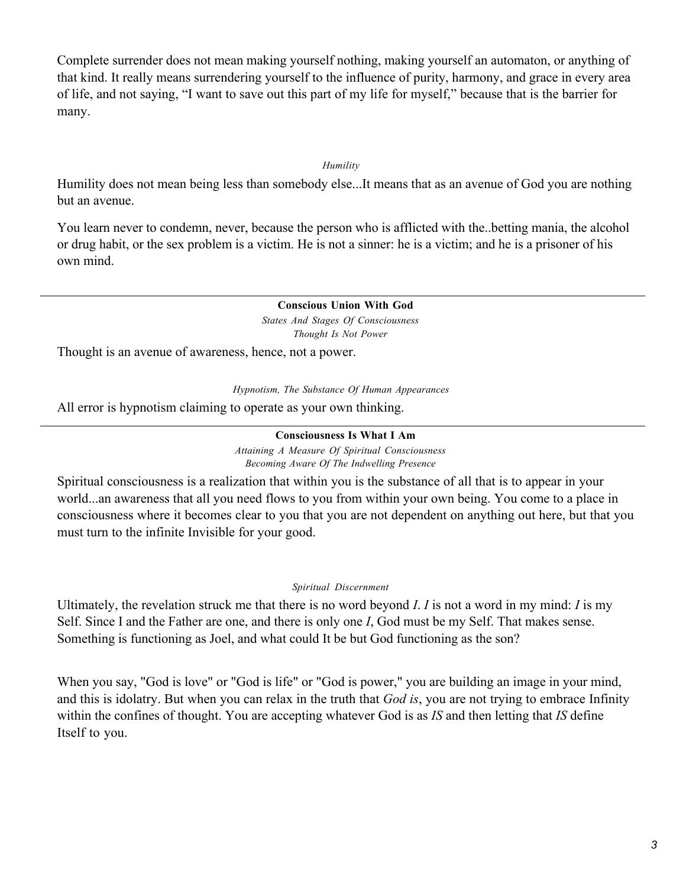Complete surrender does not mean making yourself nothing, making yourself an automaton, or anything of that kind. It really means surrendering yourself to the influence of purity, harmony, and grace in every area of life, and not saying, "I want to save out this part of my life for myself," because that is the barrier for many.

*Humility*

Humility does not mean being less than somebody else...It means that as an avenue of God you are nothing but an avenue.

You learn never to condemn, never, because the person who is afflicted with the..betting mania, the alcohol or drug habit, or the sex problem is a victim. He is not a sinner: he is a victim; and he is a prisoner of his own mind.

---

**Conscious Union With God**

*States And Stages Of Consciousness*

*Thought Is Not Power*

Thought is an avenue of awareness, hence, not a power.

*Hypnotism, The Substance Of Human Appearances*

All error is hypnotism claiming to operate as your own thinking.

---

**Consciousness Is What I Am**

*Attaining A Measure Of Spiritual Consciousness*

*Becoming Aware Of The Indwelling Presence*

Spiritual consciousness is a realization that within you is the substance of all that is to appear in your world...an awareness that all you need flows to you from within your own being. You come to a place in consciousness where it becomes clear to you that you are not dependent on anything out here, but that you must turn to the infinite Invisible for your good.

*Spiritual Discernment*

Ultimately, the revelation struck me that there is no word beyond *I*. *I* is not a word in my mind: *I* is my Self. Since I and the Father are one, and there is only one *I*, God must be my Self. That makes sense. Something is functioning as Joel, and what could It be but God functioning as the son?

When you say, "God is love" or "God is life" or "God is power," you are building an image in your mind, and this is idolatry. But when you can relax in the truth that *God is*, you are not trying to embrace Infinity within the confines of thought. You are accepting whatever God is as *IS* and then letting that *IS* define Itself to you.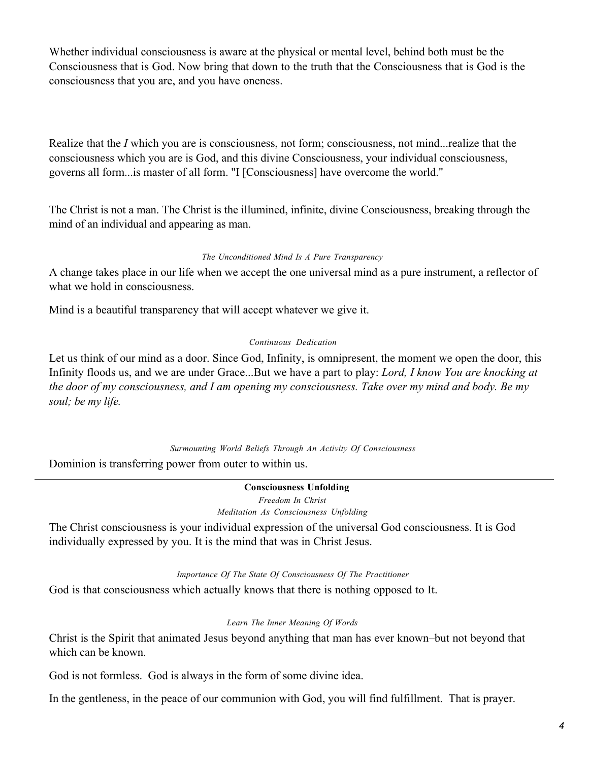Whether individual consciousness is aware at the physical or mental level, behind both must be the Consciousness that is God. Now bring that down to the truth that the Consciousness that is God is the consciousness that you are, and you have oneness.

Realize that the *I* which you are is consciousness, not form; consciousness, not mind...realize that the consciousness which you are is God, and this divine Consciousness, your individual consciousness, governs all form...is master of all form. "I [Consciousness] have overcome the world."

The Christ is not a man. The Christ is the illumined, infinite, divine Consciousness, breaking through the mind of an individual and appearing as man.

*The Unconditioned Mind Is A Pure Transparency*

A change takes place in our life when we accept the one universal mind as a pure instrument, a reflector of what we hold in consciousness.

Mind is a beautiful transparency that will accept whatever we give it.

*Continuous Dedication*

Let us think of our mind as a door. Since God, Infinity, is omnipresent, the moment we open the door, this Infinity floods us, and we are under Grace...But we have a part to play: *Lord, I know You are knocking at the door of my consciousness, and I am opening my consciousness. Take over my mind and body. Be my soul; be my life.*

*Surmounting World Beliefs Through An Activity Of Consciousness*

Dominion is transferring power from outer to within us.

---

**Consciousness Unfolding**

*Freedom In Christ*

*Meditation As Consciousness Unfolding*

The Christ consciousness is your individual expression of the universal God consciousness. It is God individually expressed by you. It is the mind that was in Christ Jesus.

*Importance Of The State Of Consciousness Of The Practitioner*

God is that consciousness which actually knows that there is nothing opposed to It.

*Learn The Inner Meaning Of Words*

Christ is the Spirit that animated Jesus beyond anything that man has ever known–but not beyond that which can be known.

God is not formless. God is always in the form of some divine idea.

In the gentleness, in the peace of our communion with God, you will find fulfillment. That is prayer.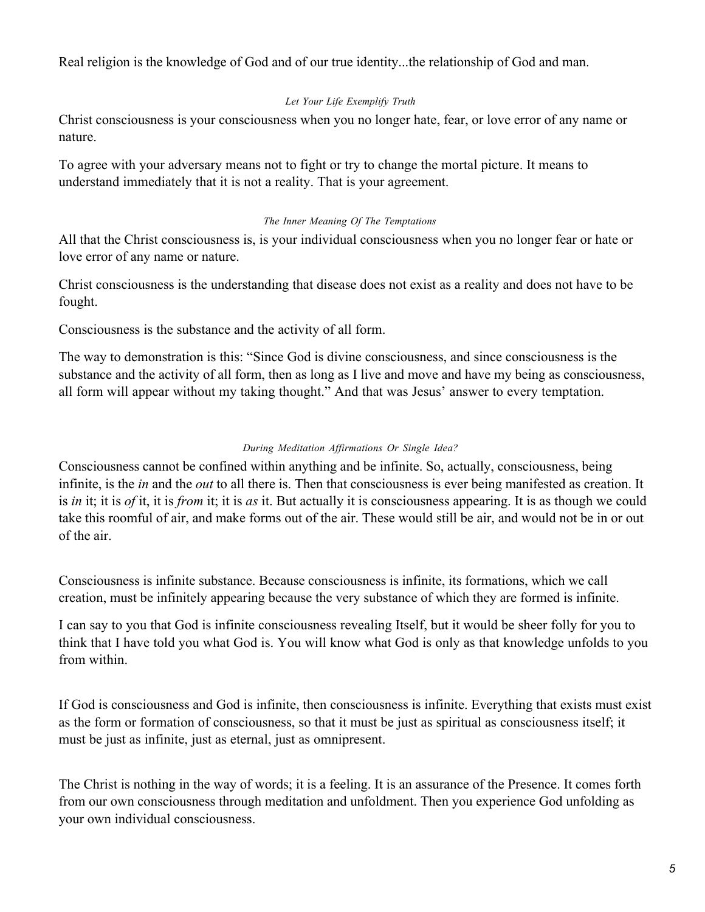Real religion is the knowledge of God and of our true identity...the relationship of God and man.

*Let Your Life Exemplify Truth*

Christ consciousness is your consciousness when you no longer hate, fear, or love error of any name or nature.

To agree with your adversary means not to fight or try to change the mortal picture. It means to understand immediately that it is not a reality. That is your agreement.

*The Inner Meaning Of The Temptations*

All that the Christ consciousness is, is your individual consciousness when you no longer fear or hate or love error of any name or nature.

Christ consciousness is the understanding that disease does not exist as a reality and does not have to be fought.

Consciousness is the substance and the activity of all form.

The way to demonstration is this: "Since God is divine consciousness, and since consciousness is the substance and the activity of all form, then as long as I live and move and have my being as consciousness, all form will appear without my taking thought." And that was Jesus' answer to every temptation.

*During Meditation Affirmations Or Single Idea?*

Consciousness cannot be confined within anything and be infinite. So, actually, consciousness, being infinite, is the *in* and the *out* to all there is. Then that consciousness is ever being manifested as creation. It is *in* it; it is *of* it, it is *from* it; it is *as* it. But actually it is consciousness appearing. It is as though we could take this roomful of air, and make forms out of the air. These would still be air, and would not be in or out of the air.

Consciousness is infinite substance. Because consciousness is infinite, its formations, which we call creation, must be infinitely appearing because the very substance of which they are formed is infinite.

I can say to you that God is infinite consciousness revealing Itself, but it would be sheer folly for you to think that I have told you what God is. You will know what God is only as that knowledge unfolds to you from within.

If God is consciousness and God is infinite, then consciousness is infinite. Everything that exists must exist as the form or formation of consciousness, so that it must be just as spiritual as consciousness itself; it must be just as infinite, just as eternal, just as omnipresent.

The Christ is nothing in the way of words; it is a feeling. It is an assurance of the Presence. It comes forth from our own consciousness through meditation and unfoldment. Then you experience God unfolding as your own individual consciousness.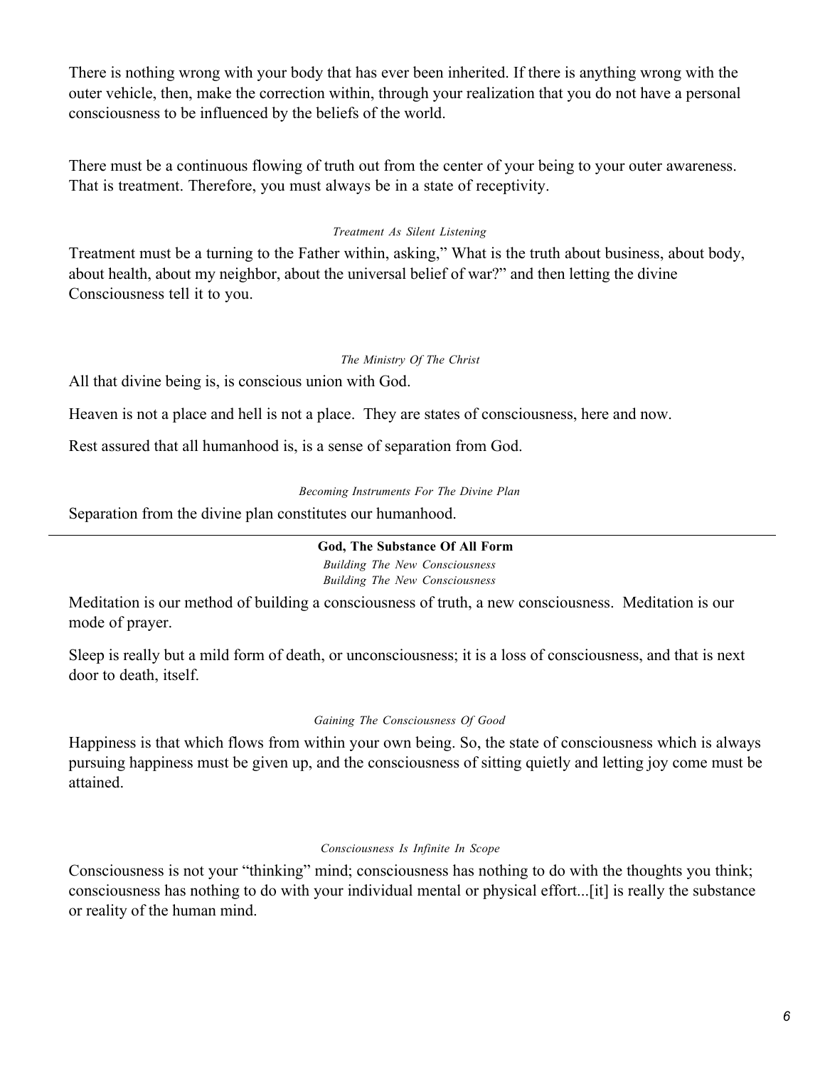There is nothing wrong with your body that has ever been inherited. If there is anything wrong with the outer vehicle, then, make the correction within, through your realization that you do not have a personal consciousness to be influenced by the beliefs of the world.

There must be a continuous flowing of truth out from the center of your being to your outer awareness. That is treatment. Therefore, you must always be in a state of receptivity.

*Treatment As Silent Listening*

Treatment must be a turning to the Father within, asking," What is the truth about business, about body, about health, about my neighbor, about the universal belief of war?" and then letting the divine Consciousness tell it to you.

*The Ministry Of The Christ*

All that divine being is, is conscious union with God.

Heaven is not a place and hell is not a place. They are states of consciousness, here and now.

Rest assured that all humanhood is, is a sense of separation from God.

*Becoming Instruments For The Divine Plan*

Separation from the divine plan constitutes our humanhood.

---

**God, The Substance Of All Form**

*Building The New Consciousness*
*Building The New Consciousness*

Meditation is our method of building a consciousness of truth, a new consciousness. Meditation is our mode of prayer.

Sleep is really but a mild form of death, or unconsciousness; it is a loss of consciousness, and that is next door to death, itself.

*Gaining The Consciousness Of Good*

Happiness is that which flows from within your own being. So, the state of consciousness which is always pursuing happiness must be given up, and the consciousness of sitting quietly and letting joy come must be attained.

*Consciousness Is Infinite In Scope*

Consciousness is not your "thinking" mind; consciousness has nothing to do with the thoughts you think; consciousness has nothing to do with your individual mental or physical effort...[it] is really the substance or reality of the human mind.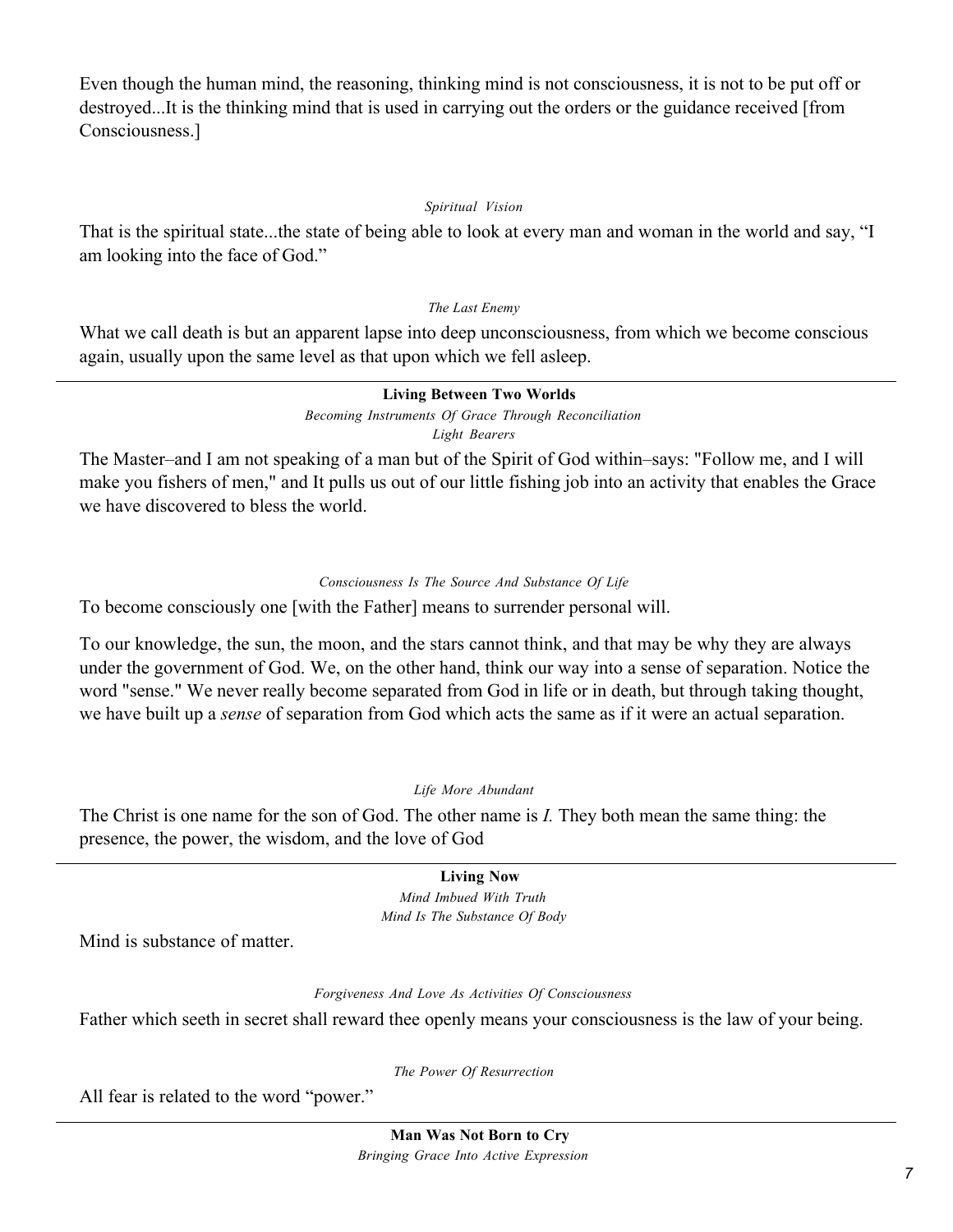Even though the human mind, the reasoning, thinking mind is not consciousness, it is not to be put off or destroyed...It is the thinking mind that is used in carrying out the orders or the guidance received [from Consciousness.]

*Spiritual Vision*

That is the spiritual state...the state of being able to look at every man and woman in the world and say, "I am looking into the face of God."

*The Last Enemy*

What we call death is but an apparent lapse into deep unconsciousness, from which we become conscious again, usually upon the same level as that upon which we fell asleep.

---

**Living Between Two Worlds**

*Becoming Instruments Of Grace Through Reconciliation*

*Light Bearers*

The Master–and I am not speaking of a man but of the Spirit of God within–says: "Follow me, and I will make you fishers of men," and It pulls us out of our little fishing job into an activity that enables the Grace we have discovered to bless the world.

*Consciousness Is The Source And Substance Of Life*

To become consciously one [with the Father] means to surrender personal will.

To our knowledge, the sun, the moon, and the stars cannot think, and that may be why they are always under the government of God. We, on the other hand, think our way into a sense of separation. Notice the word "sense." We never really become separated from God in life or in death, but through taking thought, we have built up a *sense* of separation from God which acts the same as if it were an actual separation.

*Life More Abundant*

The Christ is one name for the son of God. The other name is *I.* They both mean the same thing: the presence, the power, the wisdom, and the love of God

---

**Living Now**

*Mind Imbued With Truth*

*Mind Is The Substance Of Body*

Mind is substance of matter.

*Forgiveness And Love As Activities Of Consciousness*

Father which seeth in secret shall reward thee openly means your consciousness is the law of your being.

*The Power Of Resurrection*

All fear is related to the word "power."

---

**Man Was Not Born to Cry**

*Bringing Grace Into Active Expression*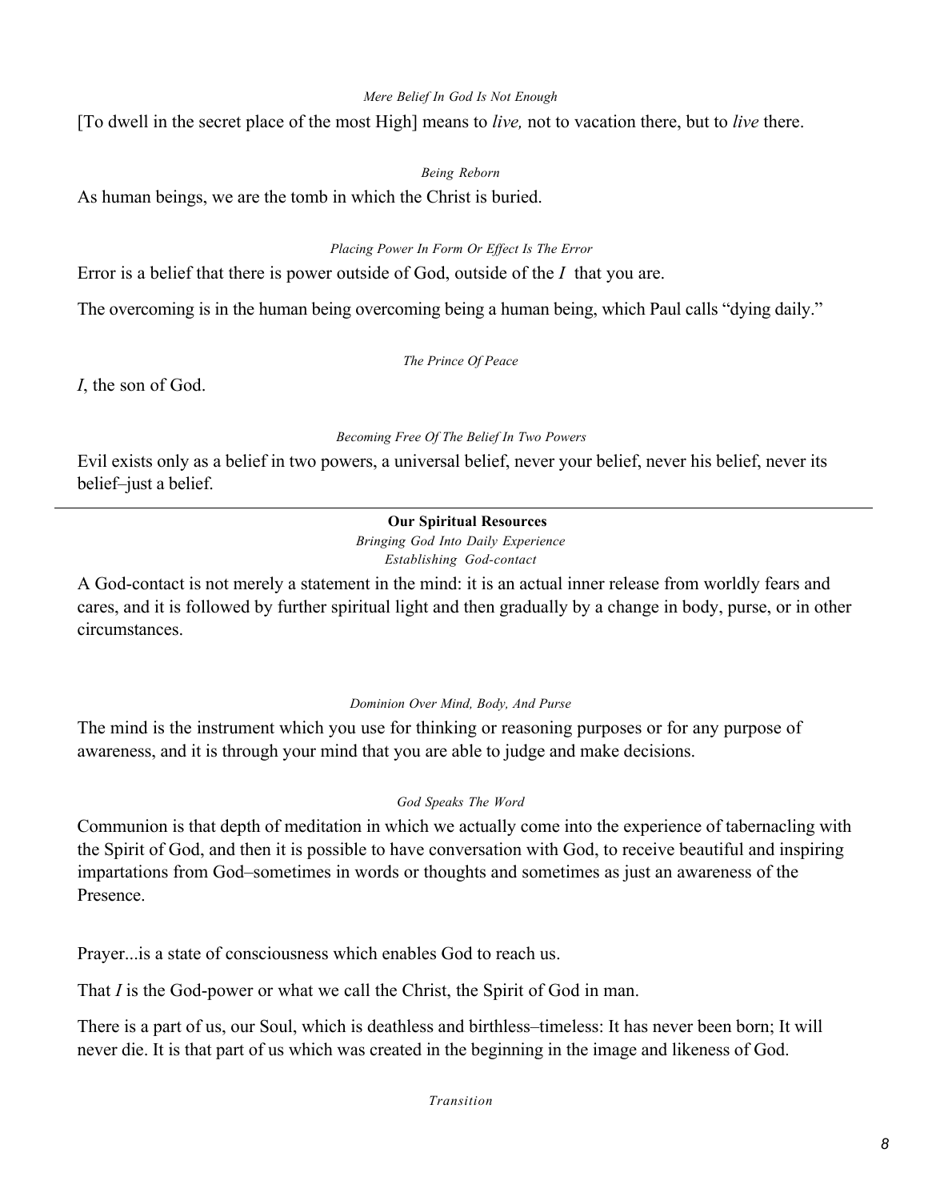*Mere Belief In God Is Not Enough*

[To dwell in the secret place of the most High] means to *live,* not to vacation there, but to *live* there.

*Being Reborn*

As human beings, we are the tomb in which the Christ is buried.

*Placing Power In Form Or Effect Is The Error*

Error is a belief that there is power outside of God, outside of the *I* that you are.

The overcoming is in the human being overcoming being a human being, which Paul calls "dying daily."

*The Prince Of Peace*

*I*, the son of God.

*Becoming Free Of The Belief In Two Powers*

Evil exists only as a belief in two powers, a universal belief, never your belief, never his belief, never its belief–just a belief.

---

**Our Spiritual Resources**

*Bringing God Into Daily Experience*

*Establishing God-contact*

A God-contact is not merely a statement in the mind: it is an actual inner release from worldly fears and cares, and it is followed by further spiritual light and then gradually by a change in body, purse, or in other circumstances.

*Dominion Over Mind, Body, And Purse*

The mind is the instrument which you use for thinking or reasoning purposes or for any purpose of awareness, and it is through your mind that you are able to judge and make decisions.

*God Speaks The Word*

Communion is that depth of meditation in which we actually come into the experience of tabernacling with the Spirit of God, and then it is possible to have conversation with God, to receive beautiful and inspiring impartations from God–sometimes in words or thoughts and sometimes as just an awareness of the Presence.

Prayer...is a state of consciousness which enables God to reach us.

That *I* is the God-power or what we call the Christ, the Spirit of God in man.

There is a part of us, our Soul, which is deathless and birthless–timeless: It has never been born; It will never die. It is that part of us which was created in the beginning in the image and likeness of God.

*Transition*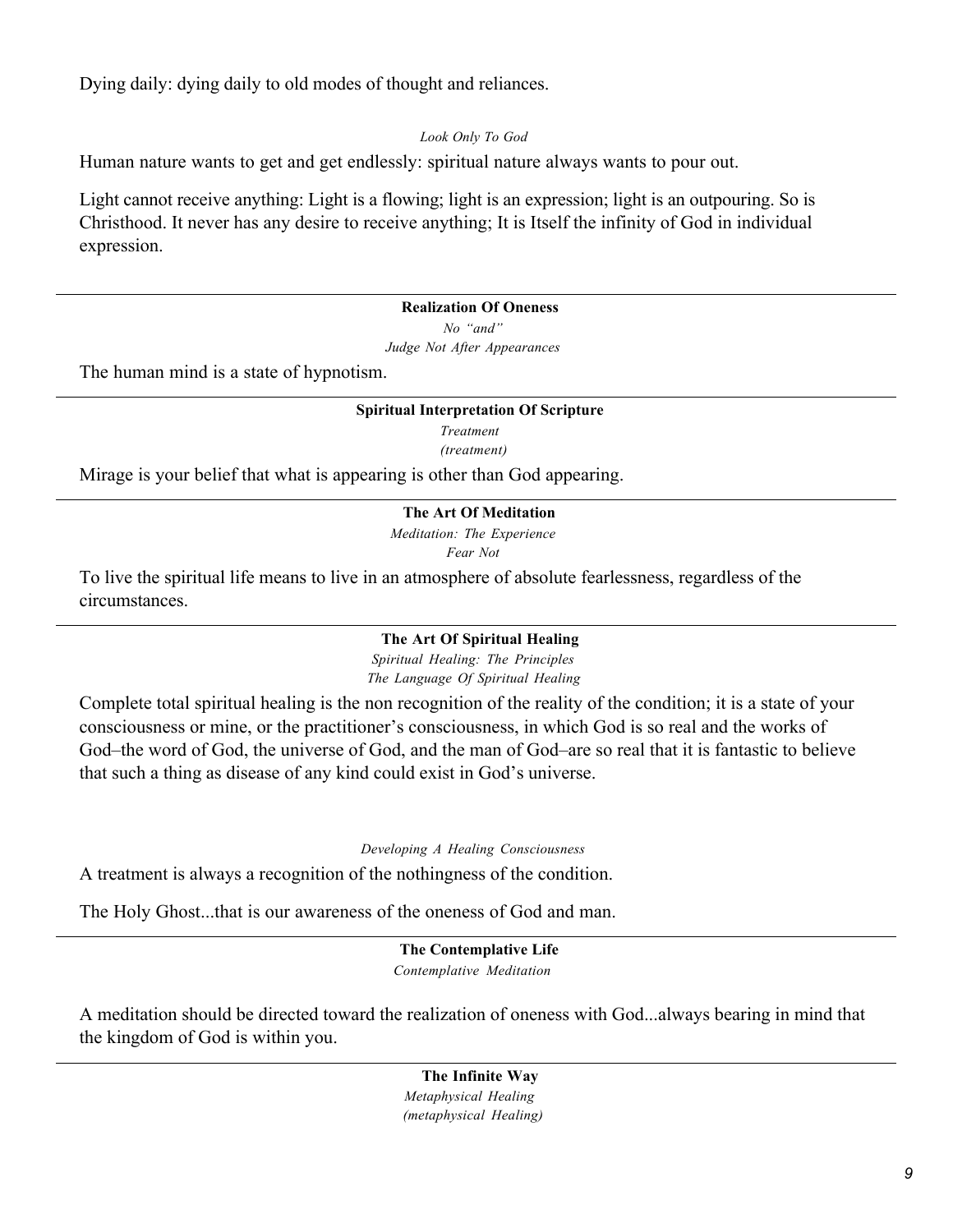Dying daily: dying daily to old modes of thought and reliances.

*Look Only To God*

Human nature wants to get and get endlessly: spiritual nature always wants to pour out.

Light cannot receive anything: Light is a flowing; light is an expression; light is an outpouring. So is Christhood. It never has any desire to receive anything; It is Itself the infinity of God in individual expression.

---

**Realization Of Oneness**

*No "and"*

*Judge Not After Appearances*

The human mind is a state of hypnotism.

---

**Spiritual Interpretation Of Scripture**

*Treatment*

*(treatment)*

Mirage is your belief that what is appearing is other than God appearing.

---

**The Art Of Meditation**

*Meditation: The Experience*

*Fear Not*

To live the spiritual life means to live in an atmosphere of absolute fearlessness, regardless of the circumstances.

---

**The Art Of Spiritual Healing**

*Spiritual Healing: The Principles*

*The Language Of Spiritual Healing*

Complete total spiritual healing is the non recognition of the reality of the condition; it is a state of your consciousness or mine, or the practitioner's consciousness, in which God is so real and the works of God–the word of God, the universe of God, and the man of God–are so real that it is fantastic to believe that such a thing as disease of any kind could exist in God's universe.

*Developing A Healing Consciousness*

A treatment is always a recognition of the nothingness of the condition.

The Holy Ghost...that is our awareness of the oneness of God and man.

---

**The Contemplative Life**

*Contemplative Meditation*

A meditation should be directed toward the realization of oneness with God...always bearing in mind that the kingdom of God is within you.

---

**The Infinite Way**

*Metaphysical Healing*

*(metaphysical Healing)*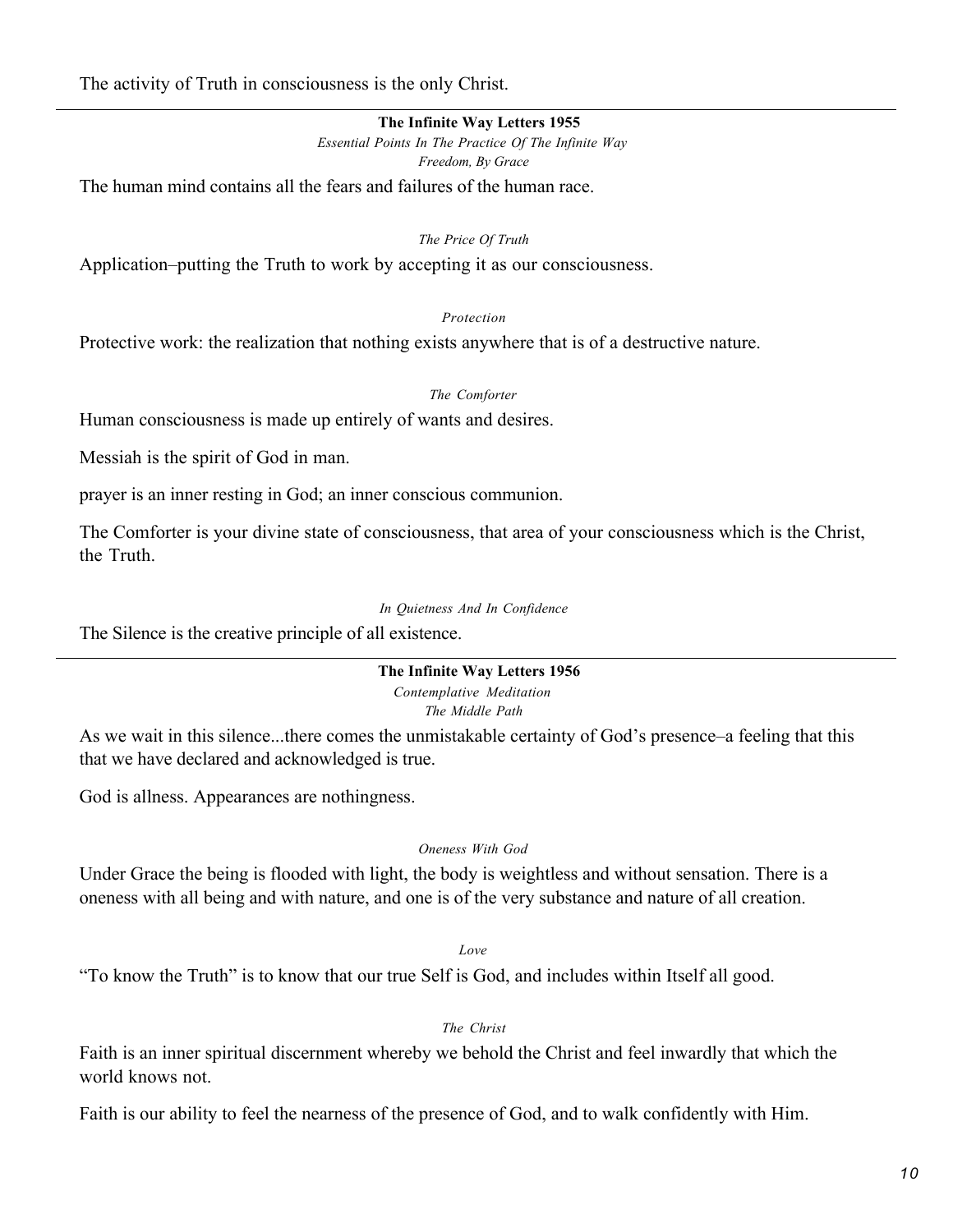The activity of Truth in consciousness is the only Christ.

---

**The Infinite Way Letters 1955**

*Essential Points In The Practice Of The Infinite Way*

*Freedom, By Grace*

The human mind contains all the fears and failures of the human race.

*The Price Of Truth*

Application–putting the Truth to work by accepting it as our consciousness.

*Protection*

Protective work: the realization that nothing exists anywhere that is of a destructive nature.

*The Comforter*

Human consciousness is made up entirely of wants and desires.

Messiah is the spirit of God in man.

prayer is an inner resting in God; an inner conscious communion.

The Comforter is your divine state of consciousness, that area of your consciousness which is the Christ, the Truth.

*In Quietness And In Confidence*

The Silence is the creative principle of all existence.

---

**The Infinite Way Letters 1956**

*Contemplative Meditation*

*The Middle Path*

As we wait in this silence...there comes the unmistakable certainty of God's presence–a feeling that this that we have declared and acknowledged is true.

God is allness. Appearances are nothingness.

*Oneness With God*

Under Grace the being is flooded with light, the body is weightless and without sensation. There is a oneness with all being and with nature, and one is of the very substance and nature of all creation.

*Love*

"To know the Truth" is to know that our true Self is God, and includes within Itself all good.

*The Christ*

Faith is an inner spiritual discernment whereby we behold the Christ and feel inwardly that which the world knows not.

Faith is our ability to feel the nearness of the presence of God, and to walk confidently with Him.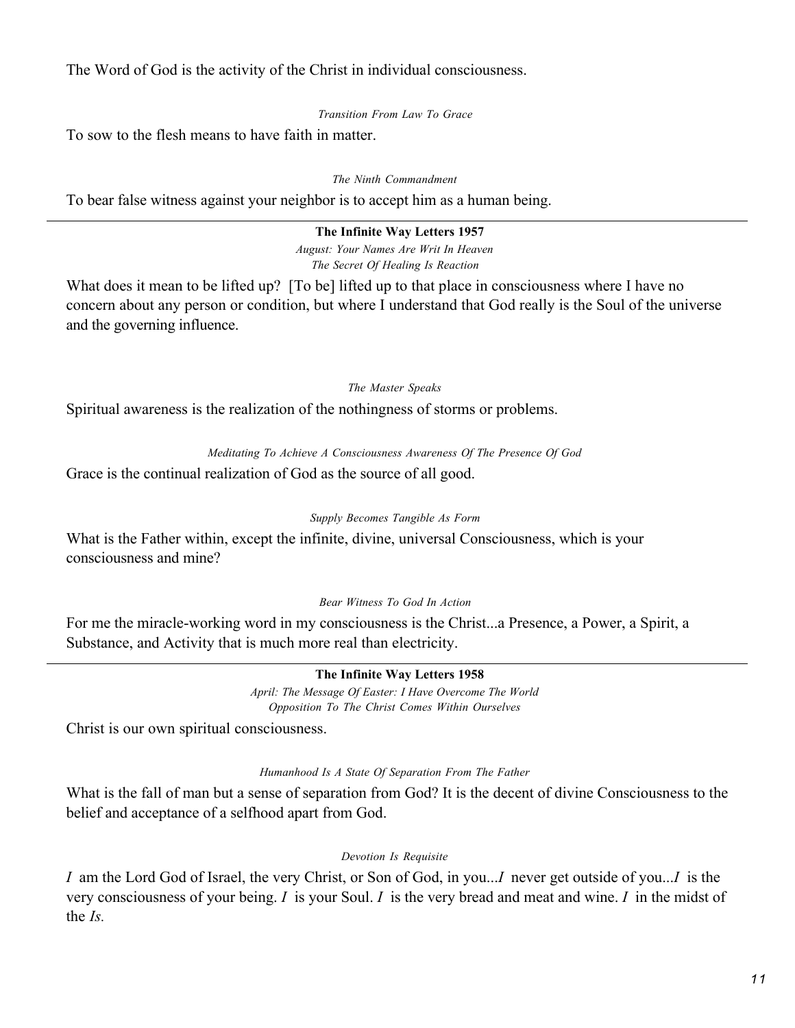The Word of God is the activity of the Christ in individual consciousness.

*Transition From Law To Grace*

To sow to the flesh means to have faith in matter.

*The Ninth Commandment*

To bear false witness against your neighbor is to accept him as a human being.

---

**The Infinite Way Letters 1957**

*August: Your Names Are Writ In Heaven*
*The Secret Of Healing Is Reaction*

What does it mean to be lifted up? [To be] lifted up to that place in consciousness where I have no concern about any person or condition, but where I understand that God really is the Soul of the universe and the governing influence.

*The Master Speaks*

Spiritual awareness is the realization of the nothingness of storms or problems.

*Meditating To Achieve A Consciousness Awareness Of The Presence Of God*

Grace is the continual realization of God as the source of all good.

*Supply Becomes Tangible As Form*

What is the Father within, except the infinite, divine, universal Consciousness, which is your consciousness and mine?

*Bear Witness To God In Action*

For me the miracle-working word in my consciousness is the Christ...a Presence, a Power, a Spirit, a Substance, and Activity that is much more real than electricity.

---

**The Infinite Way Letters 1958**

*April: The Message Of Easter: I Have Overcome The World*
*Opposition To The Christ Comes Within Ourselves*

Christ is our own spiritual consciousness.

*Humanhood Is A State Of Separation From The Father*

What is the fall of man but a sense of separation from God? It is the decent of divine Consciousness to the belief and acceptance of a selfhood apart from God.

*Devotion Is Requisite*

*I* am the Lord God of Israel, the very Christ, or Son of God, in you...*I* never get outside of you...*I* is the very consciousness of your being. *I* is your Soul. *I* is the very bread and meat and wine. *I* in the midst of the *Is.*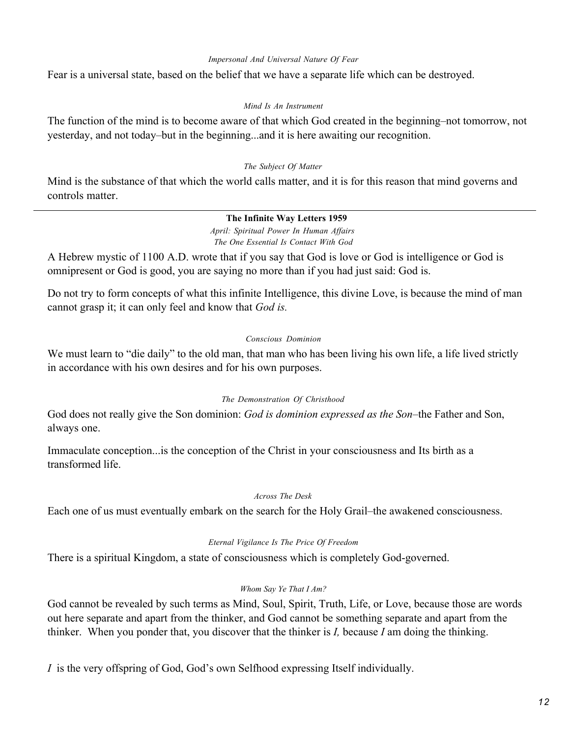*Impersonal And Universal Nature Of Fear*

Fear is a universal state, based on the belief that we have a separate life which can be destroyed.

*Mind Is An Instrument*

The function of the mind is to become aware of that which God created in the beginning–not tomorrow, not yesterday, and not today–but in the beginning...and it is here awaiting our recognition.

*The Subject Of Matter*

Mind is the substance of that which the world calls matter, and it is for this reason that mind governs and controls matter.

---

**The Infinite Way Letters 1959**

*April: Spiritual Power In Human Affairs*

*The One Essential Is Contact With God*

A Hebrew mystic of 1100 A.D. wrote that if you say that God is love or God is intelligence or God is omnipresent or God is good, you are saying no more than if you had just said: God is.

Do not try to form concepts of what this infinite Intelligence, this divine Love, is because the mind of man cannot grasp it; it can only feel and know that *God is.*

*Conscious Dominion*

We must learn to "die daily" to the old man, that man who has been living his own life, a life lived strictly in accordance with his own desires and for his own purposes.

*The Demonstration Of Christhood*

God does not really give the Son dominion: *God is dominion expressed as the Son*–the Father and Son, always one.

Immaculate conception...is the conception of the Christ in your consciousness and Its birth as a transformed life.

*Across The Desk*

Each one of us must eventually embark on the search for the Holy Grail–the awakened consciousness.

*Eternal Vigilance Is The Price Of Freedom*

There is a spiritual Kingdom, a state of consciousness which is completely God-governed.

*Whom Say Ye That I Am?*

God cannot be revealed by such terms as Mind, Soul, Spirit, Truth, Life, or Love, because those are words out here separate and apart from the thinker, and God cannot be something separate and apart from the thinker. When you ponder that, you discover that the thinker is *I,* because *I* am doing the thinking.

*I* is the very offspring of God, God's own Selfhood expressing Itself individually.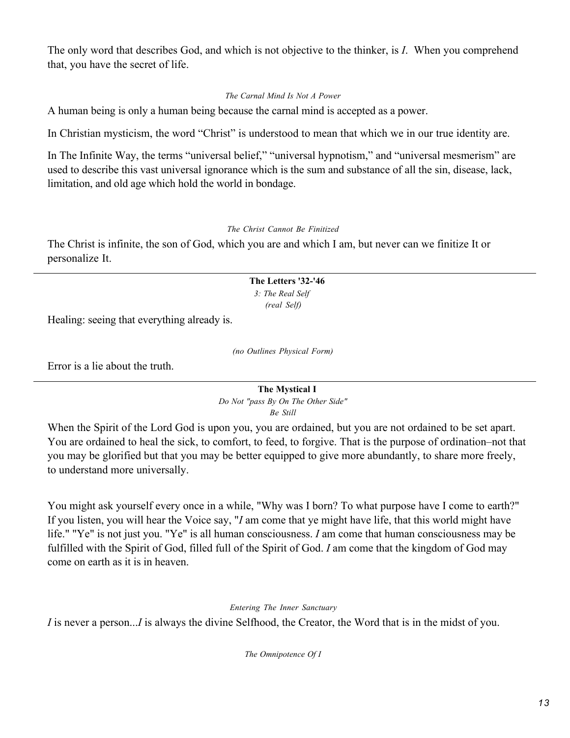The only word that describes God, and which is not objective to the thinker, is *I*. When you comprehend that, you have the secret of life.

*The Carnal Mind Is Not A Power*

A human being is only a human being because the carnal mind is accepted as a power.

In Christian mysticism, the word "Christ" is understood to mean that which we in our true identity are.

In The Infinite Way, the terms "universal belief," "universal hypnotism," and "universal mesmerism" are used to describe this vast universal ignorance which is the sum and substance of all the sin, disease, lack, limitation, and old age which hold the world in bondage.

*The Christ Cannot Be Finitized*

The Christ is infinite, the son of God, which you are and which I am, but never can we finitize It or personalize It.

---

**The Letters '32-'46**

*3: The Real Self*

*(real Self)*

Healing: seeing that everything already is.

*(no Outlines Physical Form)*

Error is a lie about the truth.

---

**The Mystical I**

*Do Not "pass By On The Other Side"*

*Be Still*

When the Spirit of the Lord God is upon you, you are ordained, but you are not ordained to be set apart. You are ordained to heal the sick, to comfort, to feed, to forgive. That is the purpose of ordination–not that you may be glorified but that you may be better equipped to give more abundantly, to share more freely, to understand more universally.

You might ask yourself every once in a while, "Why was I born? To what purpose have I come to earth?" If you listen, you will hear the Voice say, "*I* am come that ye might have life, that this world might have life." "Ye" is not just you. "Ye" is all human consciousness. *I* am come that human consciousness may be fulfilled with the Spirit of God, filled full of the Spirit of God. *I* am come that the kingdom of God may come on earth as it is in heaven.

*Entering The Inner Sanctuary*

*I* is never a person...*I* is always the divine Selfhood, the Creator, the Word that is in the midst of you.

*The Omnipotence Of I*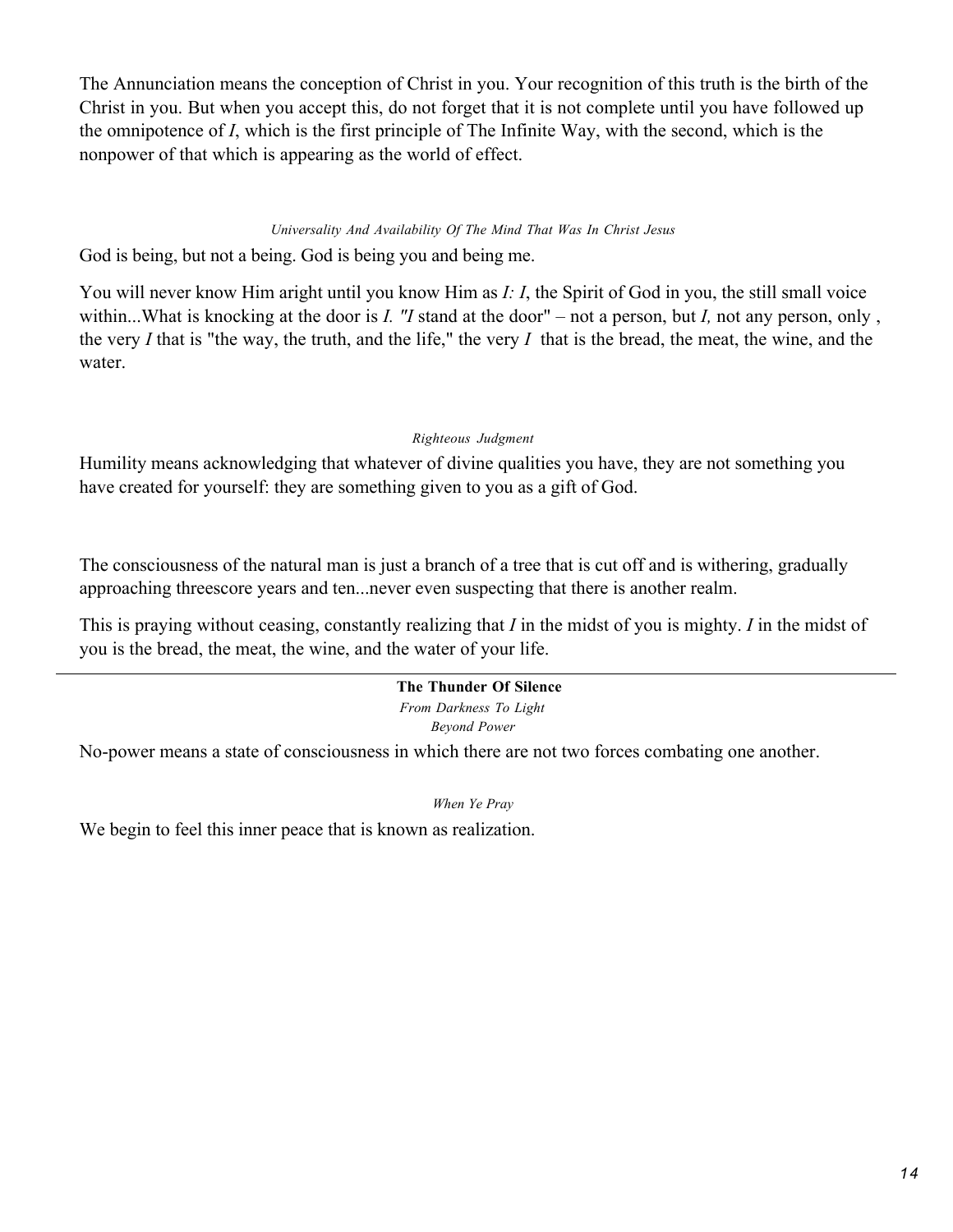The Annunciation means the conception of Christ in you. Your recognition of this truth is the birth of the Christ in you. But when you accept this, do not forget that it is not complete until you have followed up the omnipotence of *I*, which is the first principle of The Infinite Way, with the second, which is the nonpower of that which is appearing as the world of effect.

*Universality And Availability Of The Mind That Was In Christ Jesus*

God is being, but not a being. God is being you and being me.

You will never know Him aright until you know Him as *I: I*, the Spirit of God in you, the still small voice within...What is knocking at the door is *I. "I* stand at the door" – not a person, but *I,* not any person, only , the very *I* that is "the way, the truth, and the life," the very *I* that is the bread, the meat, the wine, and the water.

*Righteous Judgment*

Humility means acknowledging that whatever of divine qualities you have, they are not something you have created for yourself: they are something given to you as a gift of God.

The consciousness of the natural man is just a branch of a tree that is cut off and is withering, gradually approaching threescore years and ten...never even suspecting that there is another realm.

This is praying without ceasing, constantly realizing that *I* in the midst of you is mighty. *I* in the midst of you is the bread, the meat, the wine, and the water of your life.

---

**The Thunder Of Silence**

*From Darkness To Light*

*Beyond Power*

No-power means a state of consciousness in which there are not two forces combating one another.

*When Ye Pray*

We begin to feel this inner peace that is known as realization.